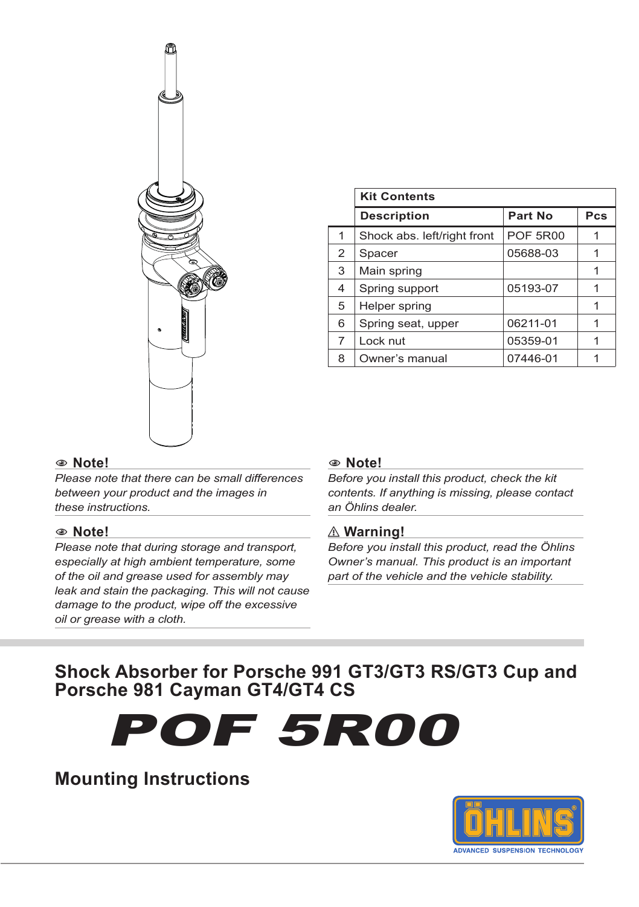| | Kit Contents | | |
|---|---|---|---|
| | **Description** | **Part No** | **Pcs** |
| 1 | Shock abs. left/right front | POF 5R00 | 1 |
| 2 | Spacer | 05688-03 | 1 |
| 3 | Main spring | | 1 |
| 4 | Spring support | 05193-07 | 1 |
| 5 | Helper spring | | 1 |
| 6 | Spring seat, upper | 06211-01 | 1 |
| 7 | Lock nut | 05359-01 | 1 |
| 8 | Owner's manual | 07446-01 | 1 |

**Note!**

*Please note that there can be small differences between your product and the images in these instructions.*

**Note!**

*Please note that during storage and transport, especially at high ambient temperature, some of the oil and grease used for assembly may leak and stain the packaging. This will not cause damage to the product, wipe off the excessive oil or grease with a cloth.*

**Note!**

*Before you install this product, check the kit contents. If anything is missing, please contact an Öhlins dealer.*

**⚠ Warning!**

*Before you install this product, read the Öhlins Owner's manual. This product is an important part of the vehicle and the vehicle stability.*

# Shock Absorber for Porsche 991 GT3/GT3 RS/GT3 Cup and Porsche 981 Cayman GT4/GT4 CS

# POF 5R00

## Mounting Instructions

ÖHLINS
ADVANCED SUSPENSION TECHNOLOGY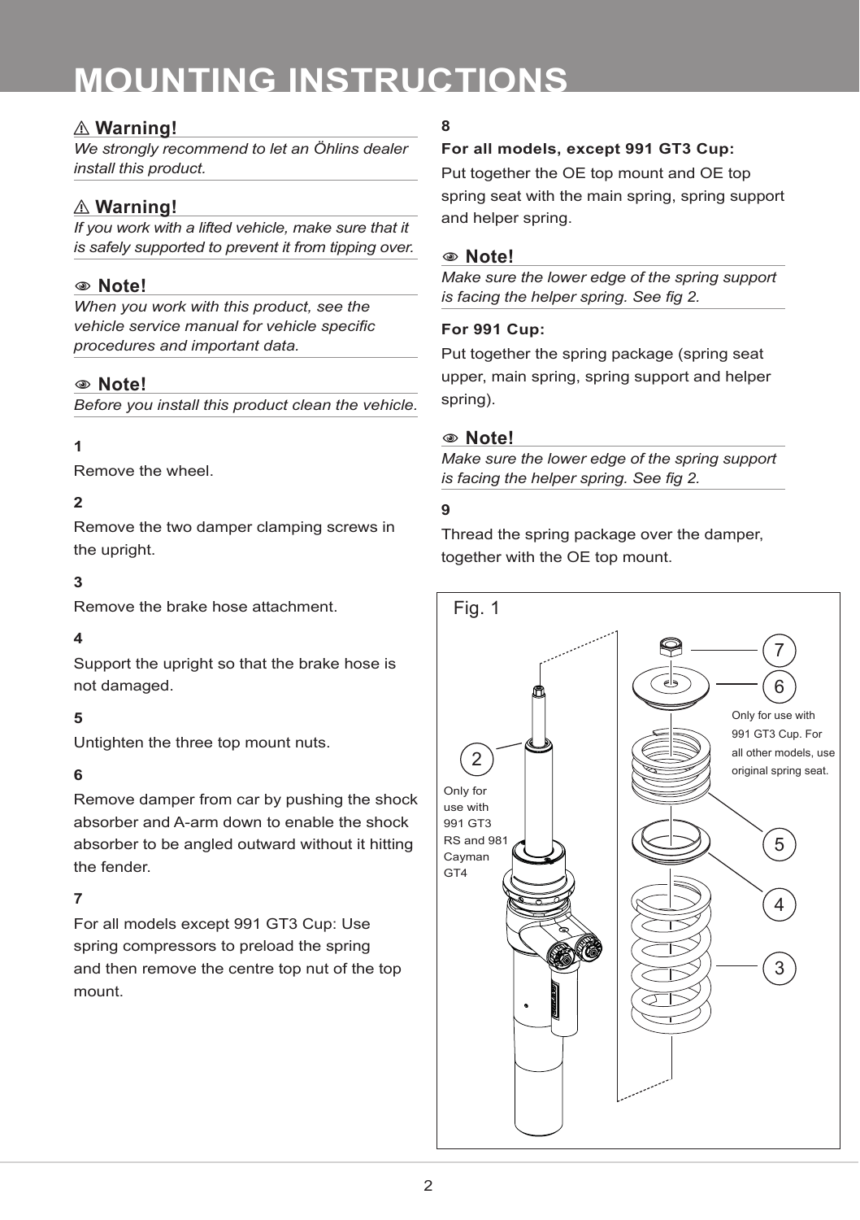# MOUNTING INSTRUCTIONS

⚠ **Warning!**

*We strongly recommend to let an Öhlins dealer install this product.*

⚠ **Warning!**

*If you work with a lifted vehicle, make sure that it is safely supported to prevent it from tipping over.*

**Note!**

*When you work with this product, see the vehicle service manual for vehicle specific procedures and important data.*

**Note!**

*Before you install this product clean the vehicle.*

**1**

Remove the wheel.

**2**

Remove the two damper clamping screws in the upright.

**3**

Remove the brake hose attachment.

**4**

Support the upright so that the brake hose is not damaged.

**5**

Untighten the three top mount nuts.

**6**

Remove damper from car by pushing the shock absorber and A-arm down to enable the shock absorber to be angled outward without it hitting the fender.

**7**

For all models except 991 GT3 Cup: Use spring compressors to preload the spring and then remove the centre top nut of the top mount.

**8**

**For all models, except 991 GT3 Cup:**

Put together the OE top mount and OE top spring seat with the main spring, spring support and helper spring.

**Note!**

*Make sure the lower edge of the spring support is facing the helper spring. See fig 2.*

**For 991 Cup:**

Put together the spring package (spring seat upper, main spring, spring support and helper spring).

**Note!**

*Make sure the lower edge of the spring support is facing the helper spring. See fig 2.*

**9**

Thread the spring package over the damper, together with the OE top mount.

Fig. 1

2 – Only for use with 991 GT3 RS and 981 Cayman GT4

3

4

5

6 – Only for use with 991 GT3 Cup. For all other models, use original spring seat.

7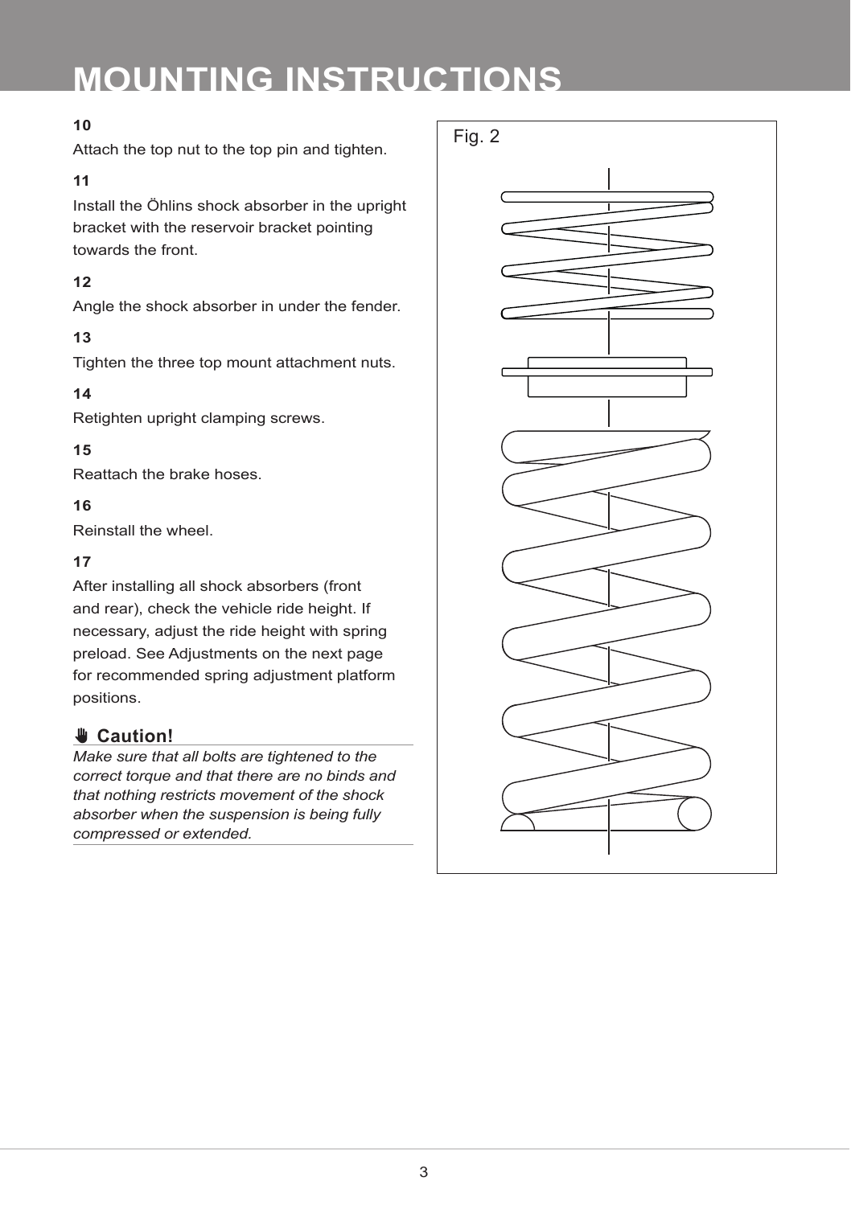# MOUNTING INSTRUCTIONS

**10**

Attach the top nut to the top pin and tighten.

**11**

Install the Öhlins shock absorber in the upright bracket with the reservoir bracket pointing towards the front.

**12**

Angle the shock absorber in under the fender.

**13**

Tighten the three top mount attachment nuts.

**14**

Retighten upright clamping screws.

**15**

Reattach the brake hoses.

**16**

Reinstall the wheel.

**17**

After installing all shock absorbers (front and rear), check the vehicle ride height. If necessary, adjust the ride height with spring preload. See Adjustments on the next page for recommended spring adjustment platform positions.

**Caution!**

*Make sure that all bolts are tightened to the correct torque and that there are no binds and that nothing restricts movement of the shock absorber when the suspension is being fully compressed or extended.*

Fig. 2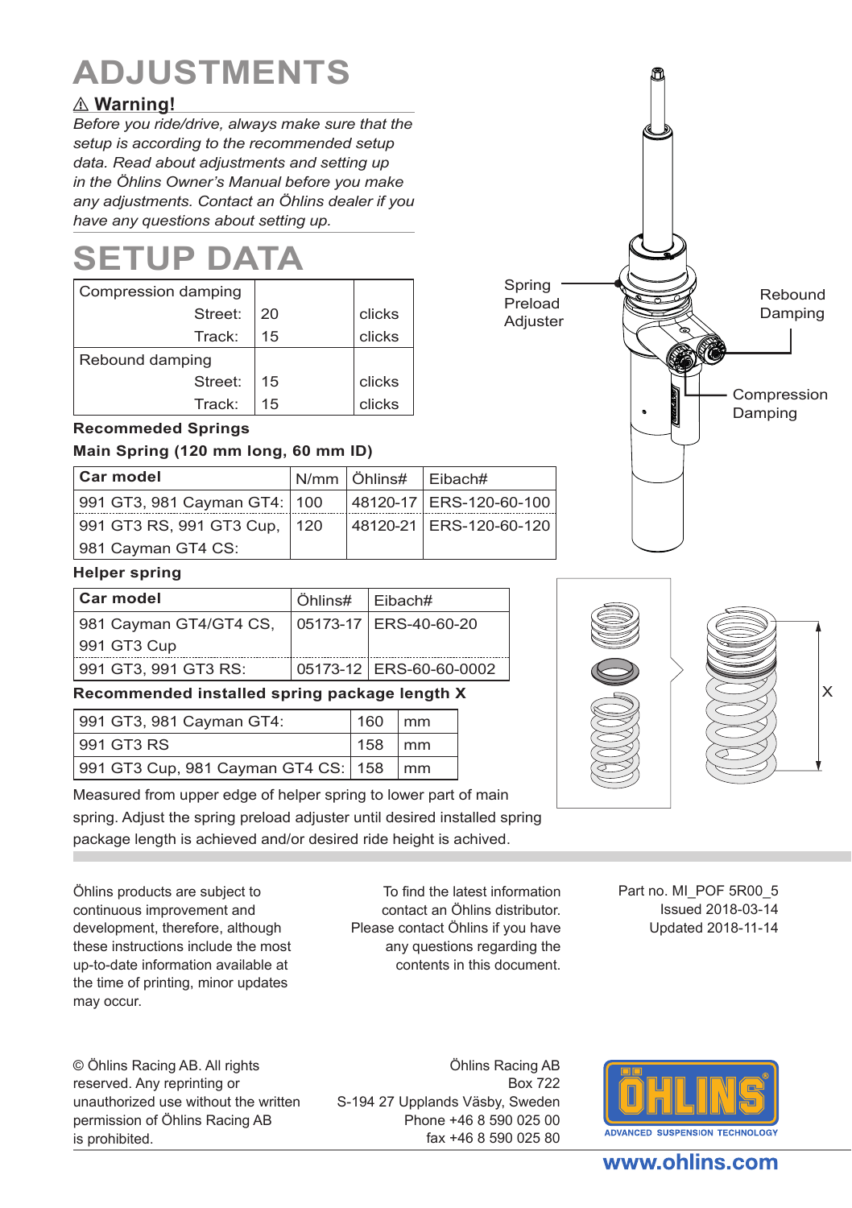# ADJUSTMENTS

## ⚠ Warning!

*Before you ride/drive, always make sure that the setup is according to the recommended setup data. Read about adjustments and setting up in the Öhlins Owner's Manual before you make any adjustments. Contact an Öhlins dealer if you have any questions about setting up.*

# SETUP DATA

| Compression damping | | |
|---|---|---|
| Street: | 20 | clicks |
| Track: | 15 | clicks |
| **Rebound damping** | | |
| Street: | 15 | clicks |
| Track: | 15 | clicks |

**Recommeded Springs**

**Main Spring (120 mm long, 60 mm ID)**

| Car model | N/mm | Öhlins# | Eibach# |
|---|---|---|---|
| 991 GT3, 981 Cayman GT4: | 100 | 48120-17 | ERS-120-60-100 |
| 991 GT3 RS, 991 GT3 Cup, 981 Cayman GT4 CS: | 120 | 48120-21 | ERS-120-60-120 |

**Helper spring**

| Car model | Öhlins# | Eibach# |
|---|---|---|
| 981 Cayman GT4/GT4 CS, 991 GT3 Cup | 05173-17 | ERS-40-60-20 |
| 991 GT3, 991 GT3 RS: | 05173-12 | ERS-60-60-0002 |

**Recommended installed spring package length X**

| | | |
|---|---|---|
| 991 GT3, 981 Cayman GT4: | 160 | mm |
| 991 GT3 RS | 158 | mm |
| 991 GT3 Cup, 981 Cayman GT4 CS: | 158 | mm |

Measured from upper edge of helper spring to lower part of main spring. Adjust the spring preload adjuster until desired installed spring package length is achieved and/or desired ride height is achived.

Spring Preload Adjuster

Rebound Damping

Compression Damping

X

Öhlins products are subject to continuous improvement and development, therefore, although these instructions include the most up-to-date information available at the time of printing, minor updates may occur.

To find the latest information contact an Öhlins distributor. Please contact Öhlins if you have any questions regarding the contents in this document.

Part no. MI_POF 5R00_5
Issued 2018-03-14
Updated 2018-11-14

© Öhlins Racing AB. All rights reserved. Any reprinting or unauthorized use without the written permission of Öhlins Racing AB is prohibited.

Öhlins Racing AB
Box 722
S-194 27 Upplands Väsby, Sweden
Phone +46 8 590 025 00
fax +46 8 590 025 80

ÖHLINS ADVANCED SUSPENSION TECHNOLOGY

www.ohlins.com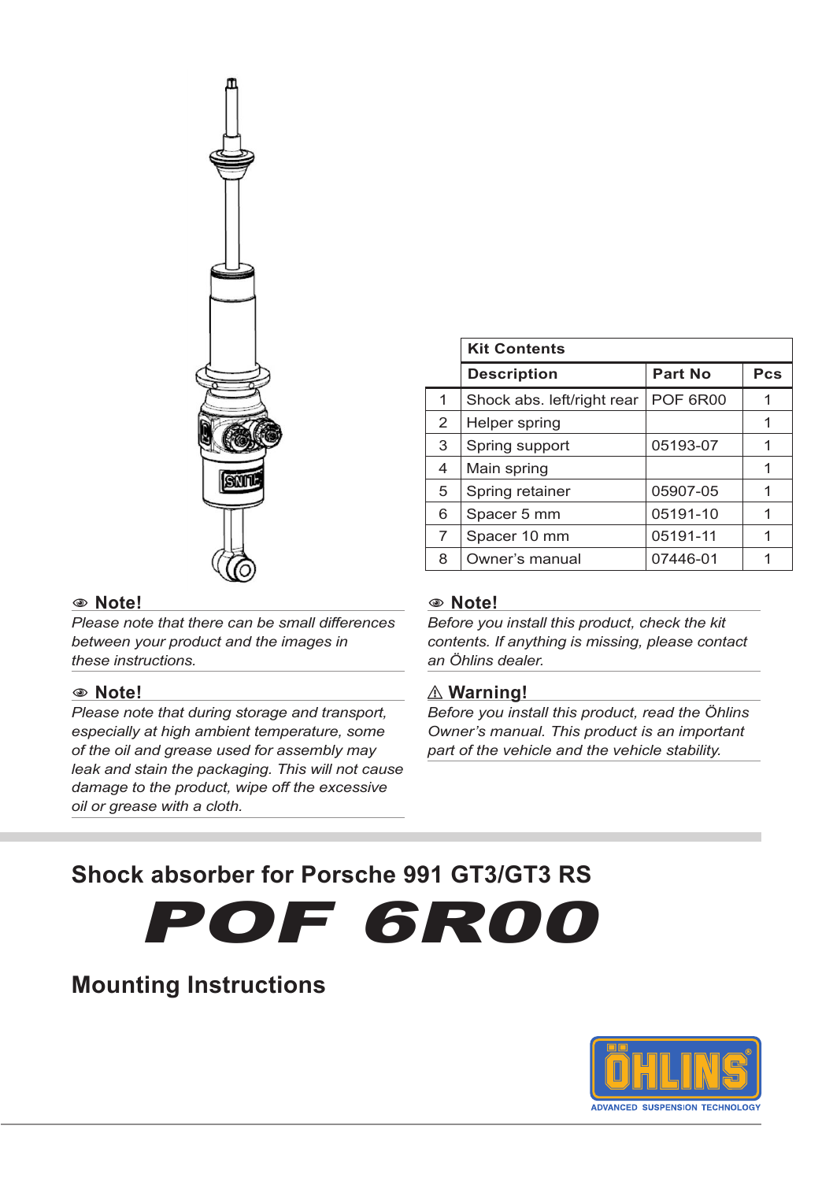| | Kit Contents | | |
|---|---|---|---|
| | **Description** | **Part No** | **Pcs** |
| 1 | Shock abs. left/right rear | POF 6R00 | 1 |
| 2 | Helper spring | | 1 |
| 3 | Spring support | 05193-07 | 1 |
| 4 | Main spring | | 1 |
| 5 | Spring retainer | 05907-05 | 1 |
| 6 | Spacer 5 mm | 05191-10 | 1 |
| 7 | Spacer 10 mm | 05191-11 | 1 |
| 8 | Owner's manual | 07446-01 | 1 |

### Note!

*Please note that there can be small differences between your product and the images in these instructions.*

### Note!

*Please note that during storage and transport, especially at high ambient temperature, some of the oil and grease used for assembly may leak and stain the packaging. This will not cause damage to the product, wipe off the excessive oil or grease with a cloth.*

### Note!

*Before you install this product, check the kit contents. If anything is missing, please contact an Öhlins dealer.*

### ⚠ Warning!

*Before you install this product, read the Öhlins Owner's manual. This product is an important part of the vehicle and the vehicle stability.*

## Shock absorber for Porsche 991 GT3/GT3 RS

# POF 6R00

## Mounting Instructions

ÖHLINS
ADVANCED SUSPENSION TECHNOLOGY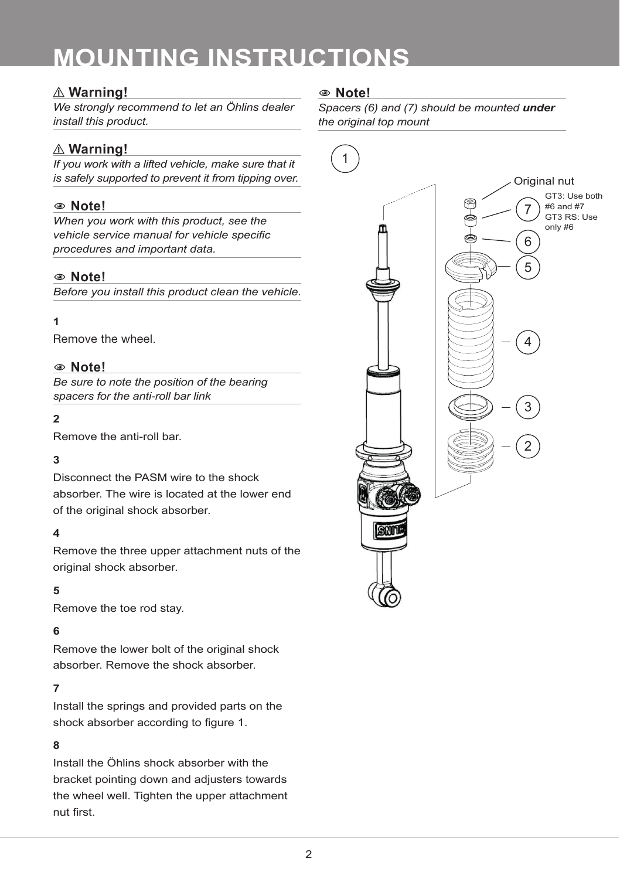# MOUNTING INSTRUCTIONS

**⚠ Warning!**

*We strongly recommend to let an Öhlins dealer install this product.*

**⚠ Warning!**

*If you work with a lifted vehicle, make sure that it is safely supported to prevent it from tipping over.*

**Note!**

*When you work with this product, see the vehicle service manual for vehicle specific procedures and important data.*

**Note!**

*Before you install this product clean the vehicle.*

**1**

Remove the wheel.

**Note!**

*Be sure to note the position of the bearing spacers for the anti-roll bar link*

**2**

Remove the anti-roll bar.

**3**

Disconnect the PASM wire to the shock absorber. The wire is located at the lower end of the original shock absorber.

**4**

Remove the three upper attachment nuts of the original shock absorber.

**5**

Remove the toe rod stay.

**6**

Remove the lower bolt of the original shock absorber. Remove the shock absorber.

**7**

Install the springs and provided parts on the shock absorber according to figure 1.

**8**

Install the Öhlins shock absorber with the bracket pointing down and adjusters towards the wheel well. Tighten the upper attachment nut first.

**Note!**

*Spacers (6) and (7) should be mounted* ***under*** *the original top mount*

1

Original nut

7 — GT3: Use both #6 and #7 GT3 RS: Use only #6

6

5

4

3

2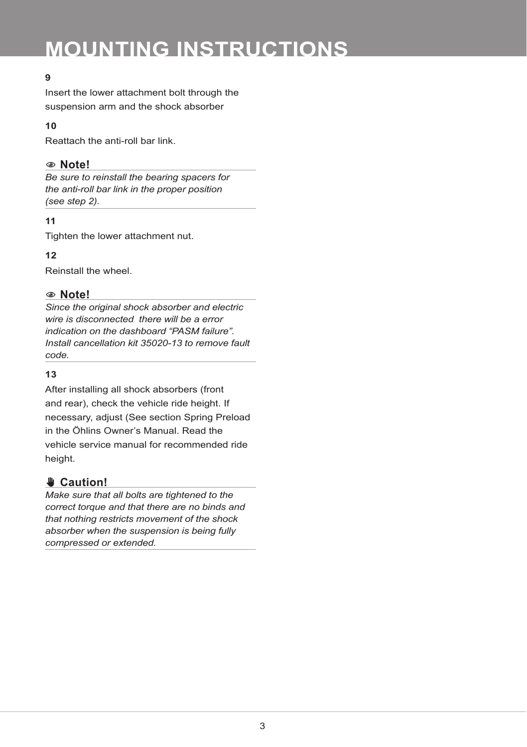# MOUNTING INSTRUCTIONS

**9**

Insert the lower attachment bolt through the suspension arm and the shock absorber

**10**

Reattach the anti-roll bar link.

### Note!

*Be sure to reinstall the bearing spacers for the anti-roll bar link in the proper position (see step 2).*

**11**

Tighten the lower attachment nut.

**12**

Reinstall the wheel.

### Note!

*Since the original shock absorber and electric wire is disconnected there will be a error indication on the dashboard “PASM failure”. Install cancellation kit 35020-13 to remove fault code.*

**13**

After installing all shock absorbers (front and rear), check the vehicle ride height. If necessary, adjust (See section Spring Preload in the Öhlins Owner’s Manual. Read the vehicle service manual for recommended ride height.

### Caution!

*Make sure that all bolts are tightened to the correct torque and that there are no binds and that nothing restricts movement of the shock absorber when the suspension is being fully compressed or extended.*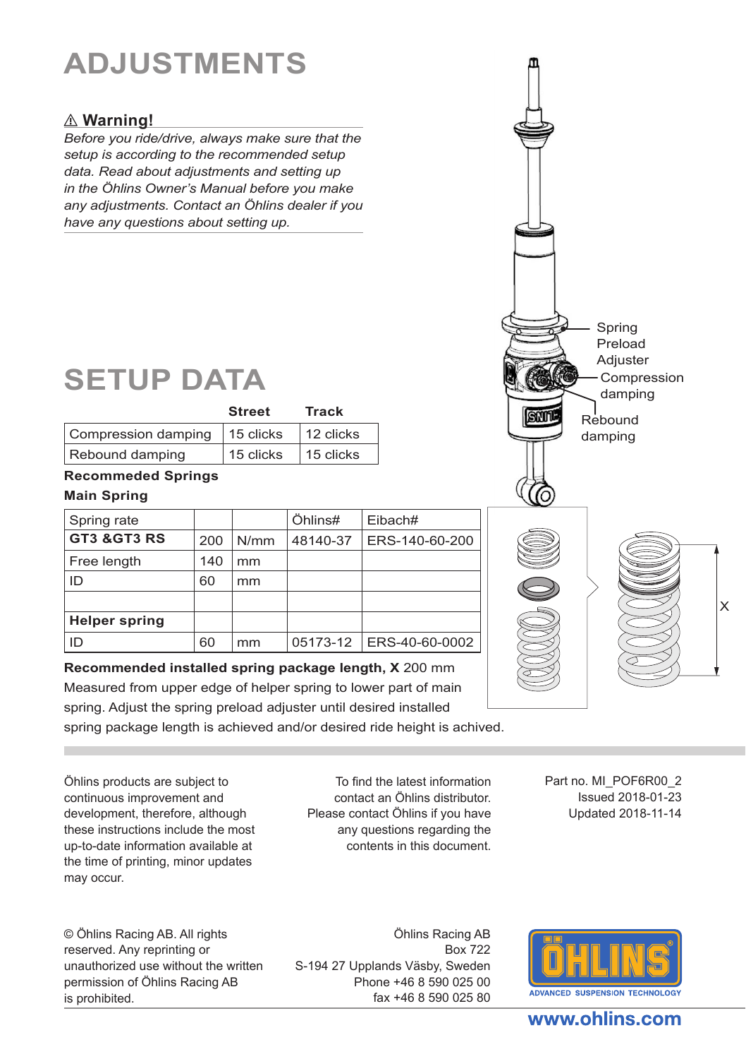# ADJUSTMENTS

**⚠ Warning!**

*Before you ride/drive, always make sure that the setup is according to the recommended setup data. Read about adjustments and setting up in the Öhlins Owner's Manual before you make any adjustments. Contact an Öhlins dealer if you have any questions about setting up.*

Spring Preload Adjuster

Compression damping

Rebound damping

# SETUP DATA

| | Street | Track |
|---|---|---|
| Compression damping | 15 clicks | 12 clicks |
| Rebound damping | 15 clicks | 15 clicks |

**Recommeded Springs**

**Main Spring**

| Spring rate | | | Öhlins# | Eibach# |
|---|---|---|---|---|
| **GT3 &GT3 RS** | 200 | N/mm | 48140-37 | ERS-140-60-200 |
| Free length | 140 | mm | | |
| ID | 60 | mm | | |
| | | | | |
| **Helper spring** | | | | |
| ID | 60 | mm | 05173-12 | ERS-40-60-0002 |

X

**Recommended installed spring package length, X** 200 mm
Measured from upper edge of helper spring to lower part of main spring. Adjust the spring preload adjuster until desired installed spring package length is achieved and/or desired ride height is achived.

Öhlins products are subject to continuous improvement and development, therefore, although these instructions include the most up-to-date information available at the time of printing, minor updates may occur.

To find the latest information contact an Öhlins distributor. Please contact Öhlins if you have any questions regarding the contents in this document.

Part no. MI_POF6R00_2
Issued 2018-01-23
Updated 2018-11-14

© Öhlins Racing AB. All rights reserved. Any reprinting or unauthorized use without the written permission of Öhlins Racing AB is prohibited.

Öhlins Racing AB
Box 722
S-194 27 Upplands Väsby, Sweden
Phone +46 8 590 025 00
fax +46 8 590 025 80

ÖHLINS
ADVANCED SUSPENSION TECHNOLOGY

www.ohlins.com